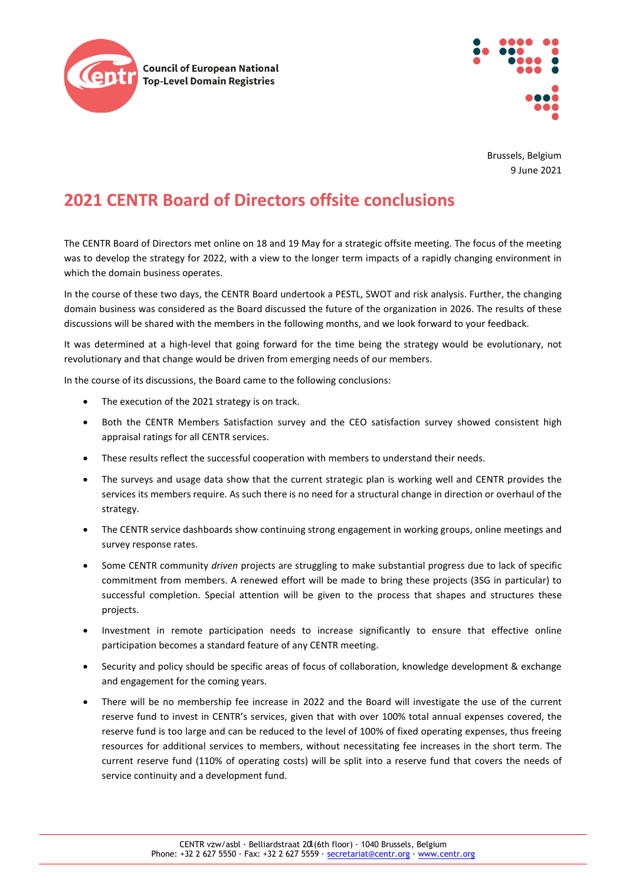Council of European National Top-Level Domain Registries

Brussels, Belgium
9 June 2021

# 2021 CENTR Board of Directors offsite conclusions

The CENTR Board of Directors met online on 18 and 19 May for a strategic offsite meeting. The focus of the meeting was to develop the strategy for 2022, with a view to the longer term impacts of a rapidly changing environment in which the domain business operates.

In the course of these two days, the CENTR Board undertook a PESTL, SWOT and risk analysis. Further, the changing domain business was considered as the Board discussed the future of the organization in 2026. The results of these discussions will be shared with the members in the following months, and we look forward to your feedback.

It was determined at a high-level that going forward for the time being the strategy would be evolutionary, not revolutionary and that change would be driven from emerging needs of our members.

In the course of its discussions, the Board came to the following conclusions:

- The execution of the 2021 strategy is on track.
- Both the CENTR Members Satisfaction survey and the CEO satisfaction survey showed consistent high appraisal ratings for all CENTR services.
- These results reflect the successful cooperation with members to understand their needs.
- The surveys and usage data show that the current strategic plan is working well and CENTR provides the services its members require. As such there is no need for a structural change in direction or overhaul of the strategy.
- The CENTR service dashboards show continuing strong engagement in working groups, online meetings and survey response rates.
- Some CENTR community *driven* projects are struggling to make substantial progress due to lack of specific commitment from members. A renewed effort will be made to bring these projects (3SG in particular) to successful completion. Special attention will be given to the process that shapes and structures these projects.
- Investment in remote participation needs to increase significantly to ensure that effective online participation becomes a standard feature of any CENTR meeting.
- Security and policy should be specific areas of focus of collaboration, knowledge development & exchange and engagement for the coming years.
- There will be no membership fee increase in 2022 and the Board will investigate the use of the current reserve fund to invest in CENTR's services, given that with over 100% total annual expenses covered, the reserve fund is too large and can be reduced to the level of 100% of fixed operating expenses, thus freeing resources for additional services to members, without necessitating fee increases in the short term. The current reserve fund (110% of operating costs) will be split into a reserve fund that covers the needs of service continuity and a development fund.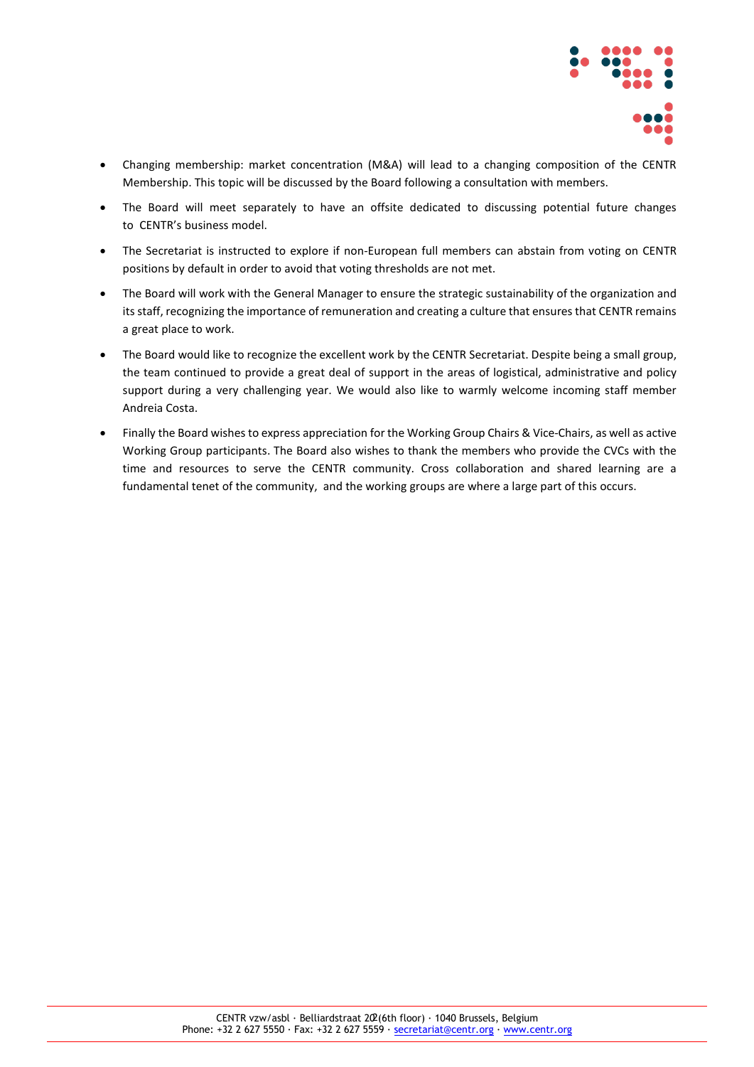- Changing membership: market concentration (M&A) will lead to a changing composition of the CENTR Membership. This topic will be discussed by the Board following a consultation with members.
- The Board will meet separately to have an offsite dedicated to discussing potential future changes to CENTR's business model.
- The Secretariat is instructed to explore if non-European full members can abstain from voting on CENTR positions by default in order to avoid that voting thresholds are not met.
- The Board will work with the General Manager to ensure the strategic sustainability of the organization and its staff, recognizing the importance of remuneration and creating a culture that ensures that CENTR remains a great place to work.
- The Board would like to recognize the excellent work by the CENTR Secretariat. Despite being a small group, the team continued to provide a great deal of support in the areas of logistical, administrative and policy support during a very challenging year. We would also like to warmly welcome incoming staff member Andreia Costa.
- Finally the Board wishes to express appreciation for the Working Group Chairs & Vice-Chairs, as well as active Working Group participants. The Board also wishes to thank the members who provide the CVCs with the time and resources to serve the CENTR community. Cross collaboration and shared learning are a fundamental tenet of the community, and the working groups are where a large part of this occurs.